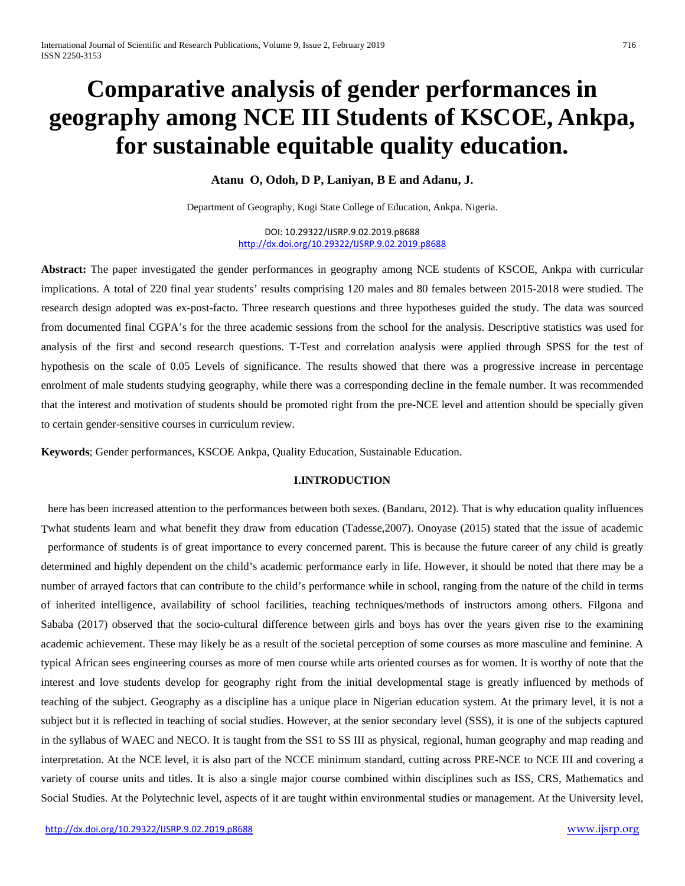# Comparative analysis of gender performances in geography among NCE III Students of KSCOE, Ankpa, for sustainable equitable quality education.

**Atanu O, Odoh, D P, Laniyan, B E and Adanu, J.**

Department of Geography, Kogi State College of Education, Ankpa. Nigeria.

DOI: 10.29322/IJSRP.9.02.2019.p8688
http://dx.doi.org/10.29322/IJSRP.9.02.2019.p8688

**Abstract:** The paper investigated the gender performances in geography among NCE students of KSCOE, Ankpa with curricular implications. A total of 220 final year students' results comprising 120 males and 80 females between 2015-2018 were studied. The research design adopted was ex-post-facto. Three research questions and three hypotheses guided the study. The data was sourced from documented final CGPA's for the three academic sessions from the school for the analysis. Descriptive statistics was used for analysis of the first and second research questions. T-Test and correlation analysis were applied through SPSS for the test of hypothesis on the scale of 0.05 Levels of significance. The results showed that there was a progressive increase in percentage enrolment of male students studying geography, while there was a corresponding decline in the female number. It was recommended that the interest and motivation of students should be promoted right from the pre-NCE level and attention should be specially given to certain gender-sensitive courses in curriculum review.

**Keywords**; Gender performances, KSCOE Ankpa, Quality Education, Sustainable Education.

## I.INTRODUCTION

There has been increased attention to the performances between both sexes. (Bandaru, 2012). That is why education quality influences what students learn and what benefit they draw from education (Tadesse,2007). Onoyase (2015) stated that the issue of academic performance of students is of great importance to every concerned parent. This is because the future career of any child is greatly determined and highly dependent on the child's academic performance early in life. However, it should be noted that there may be a number of arrayed factors that can contribute to the child's performance while in school, ranging from the nature of the child in terms of inherited intelligence, availability of school facilities, teaching techniques/methods of instructors among others. Filgona and Sababa (2017) observed that the socio-cultural difference between girls and boys has over the years given rise to the examining academic achievement. These may likely be as a result of the societal perception of some courses as more masculine and feminine. A typical African sees engineering courses as more of men course while arts oriented courses as for women. It is worthy of note that the interest and love students develop for geography right from the initial developmental stage is greatly influenced by methods of teaching of the subject. Geography as a discipline has a unique place in Nigerian education system. At the primary level, it is not a subject but it is reflected in teaching of social studies. However, at the senior secondary level (SSS), it is one of the subjects captured in the syllabus of WAEC and NECO. It is taught from the SS1 to SS III as physical, regional, human geography and map reading and interpretation. At the NCE level, it is also part of the NCCE minimum standard, cutting across PRE-NCE to NCE III and covering a variety of course units and titles. It is also a single major course combined within disciplines such as ISS, CRS, Mathematics and Social Studies. At the Polytechnic level, aspects of it are taught within environmental studies or management. At the University level,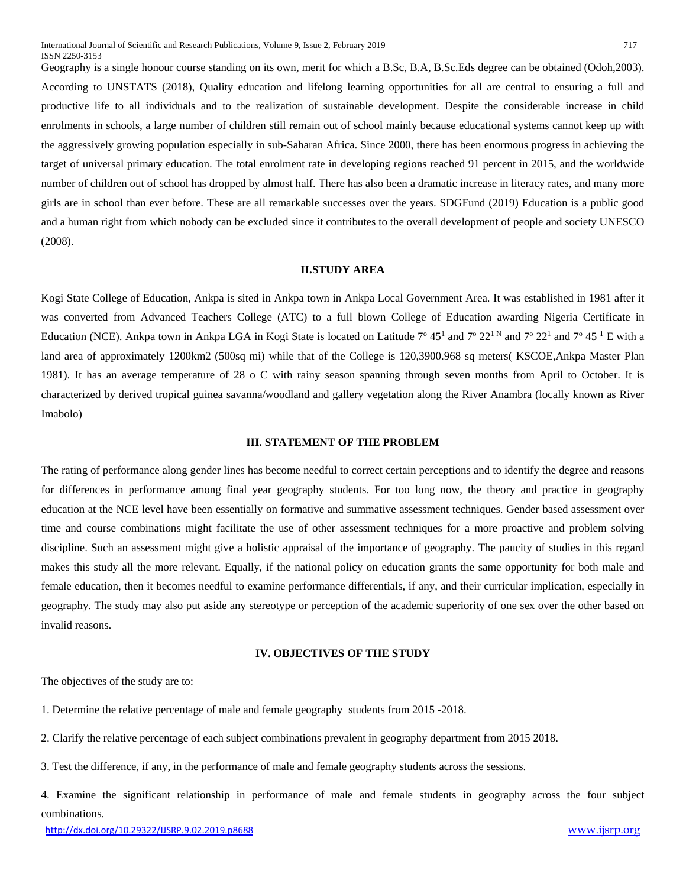Geography is a single honour course standing on its own, merit for which a B.Sc, B.A, B.Sc.Eds degree can be obtained (Odoh,2003). According to UNSTATS (2018), Quality education and lifelong learning opportunities for all are central to ensuring a full and productive life to all individuals and to the realization of sustainable development. Despite the considerable increase in child enrolments in schools, a large number of children still remain out of school mainly because educational systems cannot keep up with the aggressively growing population especially in sub-Saharan Africa. Since 2000, there has been enormous progress in achieving the target of universal primary education. The total enrolment rate in developing regions reached 91 percent in 2015, and the worldwide number of children out of school has dropped by almost half. There has also been a dramatic increase in literacy rates, and many more girls are in school than ever before. These are all remarkable successes over the years. SDGFund (2019) Education is a public good and a human right from which nobody can be excluded since it contributes to the overall development of people and society UNESCO (2008).

## II.STUDY AREA

Kogi State College of Education, Ankpa is sited in Ankpa town in Ankpa Local Government Area. It was established in 1981 after it was converted from Advanced Teachers College (ATC) to a full blown College of Education awarding Nigeria Certificate in Education (NCE). Ankpa town in Ankpa LGA in Kogi State is located on Latitude 7º 45[1] and 7º 22[1 N] and 7º 22[1] and 7º 45 [1] E with a land area of approximately 1200km2 (500sq mi) while that of the College is 120,3900.968 sq meters( KSCOE,Ankpa Master Plan 1981). It has an average temperature of 28 o C with rainy season spanning through seven months from April to October. It is characterized by derived tropical guinea savanna/woodland and gallery vegetation along the River Anambra (locally known as River Imabolo)

## III. STATEMENT OF THE PROBLEM

The rating of performance along gender lines has become needful to correct certain perceptions and to identify the degree and reasons for differences in performance among final year geography students. For too long now, the theory and practice in geography education at the NCE level have been essentially on formative and summative assessment techniques. Gender based assessment over time and course combinations might facilitate the use of other assessment techniques for a more proactive and problem solving discipline. Such an assessment might give a holistic appraisal of the importance of geography. The paucity of studies in this regard makes this study all the more relevant. Equally, if the national policy on education grants the same opportunity for both male and female education, then it becomes needful to examine performance differentials, if any, and their curricular implication, especially in geography. The study may also put aside any stereotype or perception of the academic superiority of one sex over the other based on invalid reasons.

## IV. OBJECTIVES OF THE STUDY

The objectives of the study are to:

1. Determine the relative percentage of male and female geography students from 2015 -2018.

2. Clarify the relative percentage of each subject combinations prevalent in geography department from 2015 2018.

3. Test the difference, if any, in the performance of male and female geography students across the sessions.

4. Examine the significant relationship in performance of male and female students in geography across the four subject combinations.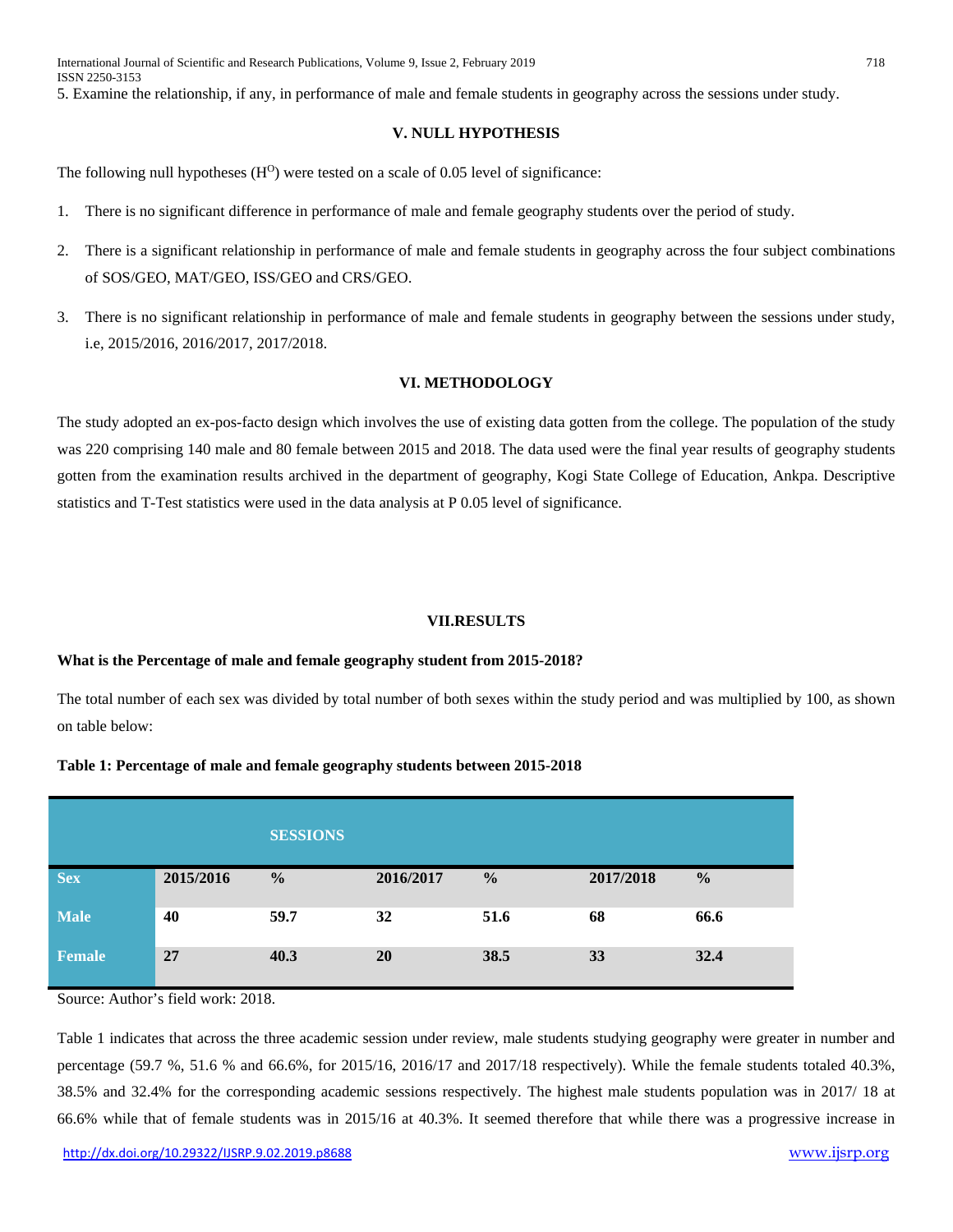5. Examine the relationship, if any, in performance of male and female students in geography across the sessions under study.

## V. NULL HYPOTHESIS

The following null hypotheses ($H^O$) were tested on a scale of 0.05 level of significance:

1. There is no significant difference in performance of male and female geography students over the period of study.
2. There is a significant relationship in performance of male and female students in geography across the four subject combinations of SOS/GEO, MAT/GEO, ISS/GEO and CRS/GEO.
3. There is no significant relationship in performance of male and female students in geography between the sessions under study, i.e, 2015/2016, 2016/2017, 2017/2018.

## VI. METHODOLOGY

The study adopted an ex-pos-facto design which involves the use of existing data gotten from the college. The population of the study was 220 comprising 140 male and 80 female between 2015 and 2018. The data used were the final year results of geography students gotten from the examination results archived in the department of geography, Kogi State College of Education, Ankpa. Descriptive statistics and T-Test statistics were used in the data analysis at P 0.05 level of significance.

## VII.RESULTS

**What is the Percentage of male and female geography student from 2015-2018?**

The total number of each sex was divided by total number of both sexes within the study period and was multiplied by 100, as shown on table below:

**Table 1: Percentage of male and female geography students between 2015-2018**

| | | SESSIONS | | | | |
|---|---|---|---|---|---|---|
| **Sex** | **2015/2016** | **%** | **2016/2017** | **%** | **2017/2018** | **%** |
| **Male** | **40** | **59.7** | **32** | **51.6** | **68** | **66.6** |
| **Female** | **27** | **40.3** | **20** | **38.5** | **33** | **32.4** |

Source: Author's field work: 2018.

Table 1 indicates that across the three academic session under review, male students studying geography were greater in number and percentage (59.7 %, 51.6 % and 66.6%, for 2015/16, 2016/17 and 2017/18 respectively). While the female students totaled 40.3%, 38.5% and 32.4% for the corresponding academic sessions respectively. The highest male students population was in 2017/ 18 at 66.6% while that of female students was in 2015/16 at 40.3%. It seemed therefore that while there was a progressive increase in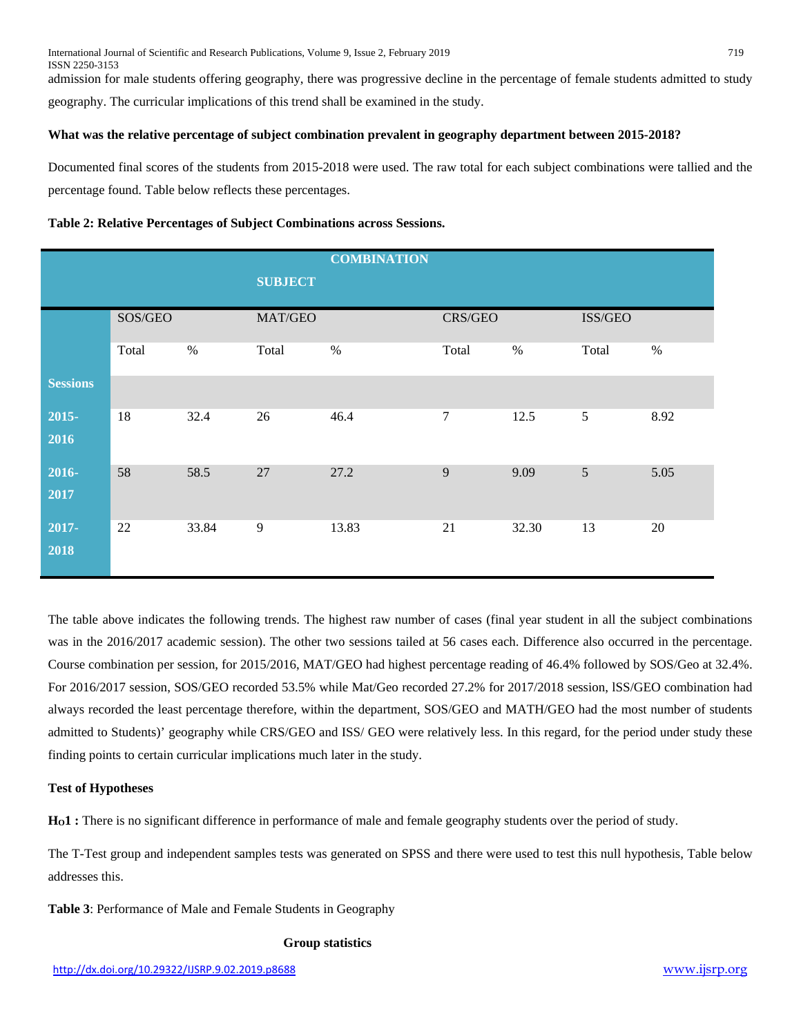admission for male students offering geography, there was progressive decline in the percentage of female students admitted to study geography. The curricular implications of this trend shall be examined in the study.

**What was the relative percentage of subject combination prevalent in geography department between 2015-2018?**

Documented final scores of the students from 2015-2018 were used. The raw total for each subject combinations were tallied and the percentage found. Table below reflects these percentages.

**Table 2: Relative Percentages of Subject Combinations across Sessions.**

| | **SUBJECT COMBINATION** | | | | | | | |
|---|---|---|---|---|---|---|---|---|
| | SOS/GEO | | MAT/GEO | | CRS/GEO | | ISS/GEO | |
| | Total | % | Total | % | Total | % | Total | % |
| **Sessions** | | | | | | | | |
| **2015-2016** | 18 | 32.4 | 26 | 46.4 | 7 | 12.5 | 5 | 8.92 |
| **2016-2017** | 58 | 58.5 | 27 | 27.2 | 9 | 9.09 | 5 | 5.05 |
| **2017-2018** | 22 | 33.84 | 9 | 13.83 | 21 | 32.30 | 13 | 20 |

The table above indicates the following trends. The highest raw number of cases (final year student in all the subject combinations was in the 2016/2017 academic session). The other two sessions tailed at 56 cases each. Difference also occurred in the percentage. Course combination per session, for 2015/2016, MAT/GEO had highest percentage reading of 46.4% followed by SOS/Geo at 32.4%. For 2016/2017 session, SOS/GEO recorded 53.5% while Mat/Geo recorded 27.2% for 2017/2018 session, lSS/GEO combination had always recorded the least percentage therefore, within the department, SOS/GEO and MATH/GEO had the most number of students admitted to Students)' geography while CRS/GEO and ISS/ GEO were relatively less. In this regard, for the period under study these finding points to certain curricular implications much later in the study.

**Test of Hypotheses**

**Ho1 :** There is no significant difference in performance of male and female geography students over the period of study.

The T-Test group and independent samples tests was generated on SPSS and there were used to test this null hypothesis, Table below addresses this.

**Table 3**: Performance of Male and Female Students in Geography

**Group statistics**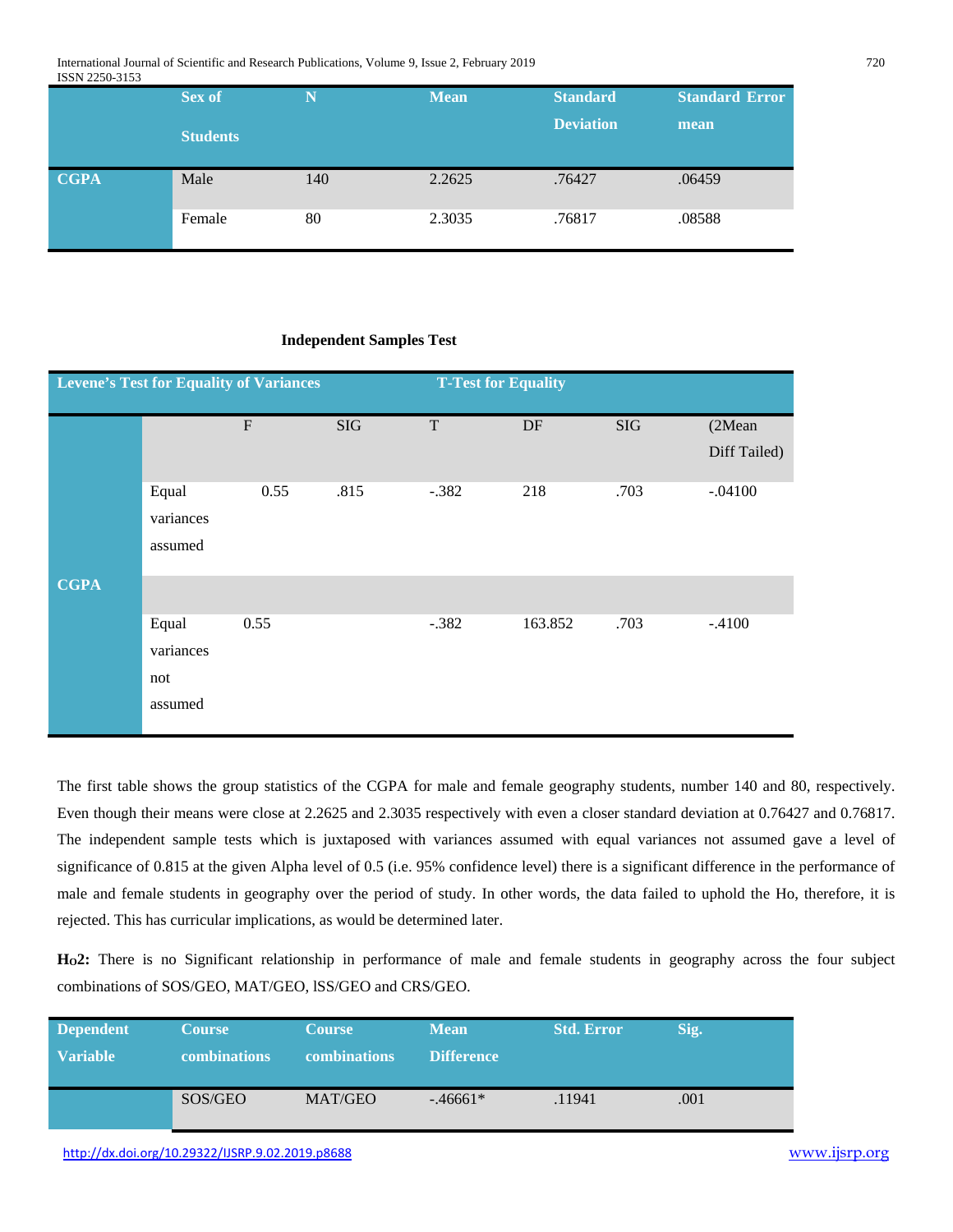| | Sex of Students | N | Mean | Standard Deviation | Standard Error mean |
|---|---|---|---|---|---|
| CGPA | Male | 140 | 2.2625 | .76427 | .06459 |
| | Female | 80 | 2.3035 | .76817 | .08588 |

**Independent Samples Test**

| Levene's Test for Equality of Variances | | | | T-Test for Equality | | | |
|---|---|---|---|---|---|---|---|
| | | F | SIG | T | DF | SIG | (2Mean Diff Tailed) |
| CGPA | Equal variances assumed | 0.55 | .815 | -.382 | 218 | .703 | -.04100 |
| | | | | | | | |
| | Equal variances not assumed | 0.55 | | -.382 | 163.852 | .703 | -.4100 |

The first table shows the group statistics of the CGPA for male and female geography students, number 140 and 80, respectively. Even though their means were close at 2.2625 and 2.3035 respectively with even a closer standard deviation at 0.76427 and 0.76817. The independent sample tests which is juxtaposed with variances assumed with equal variances not assumed gave a level of significance of 0.815 at the given Alpha level of 0.5 (i.e. 95% confidence level) there is a significant difference in the performance of male and female students in geography over the period of study. In other words, the data failed to uphold the Ho, therefore, it is rejected. This has curricular implications, as would be determined later.

**$H_O$2:** There is no Significant relationship in performance of male and female students in geography across the four subject combinations of SOS/GEO, MAT/GEO, lSS/GEO and CRS/GEO.

| Dependent Variable | Course combinations | Course combinations | Mean Difference | Std. Error | Sig. |
|---|---|---|---|---|---|
| | SOS/GEO | MAT/GEO | -.46661* | .11941 | .001 |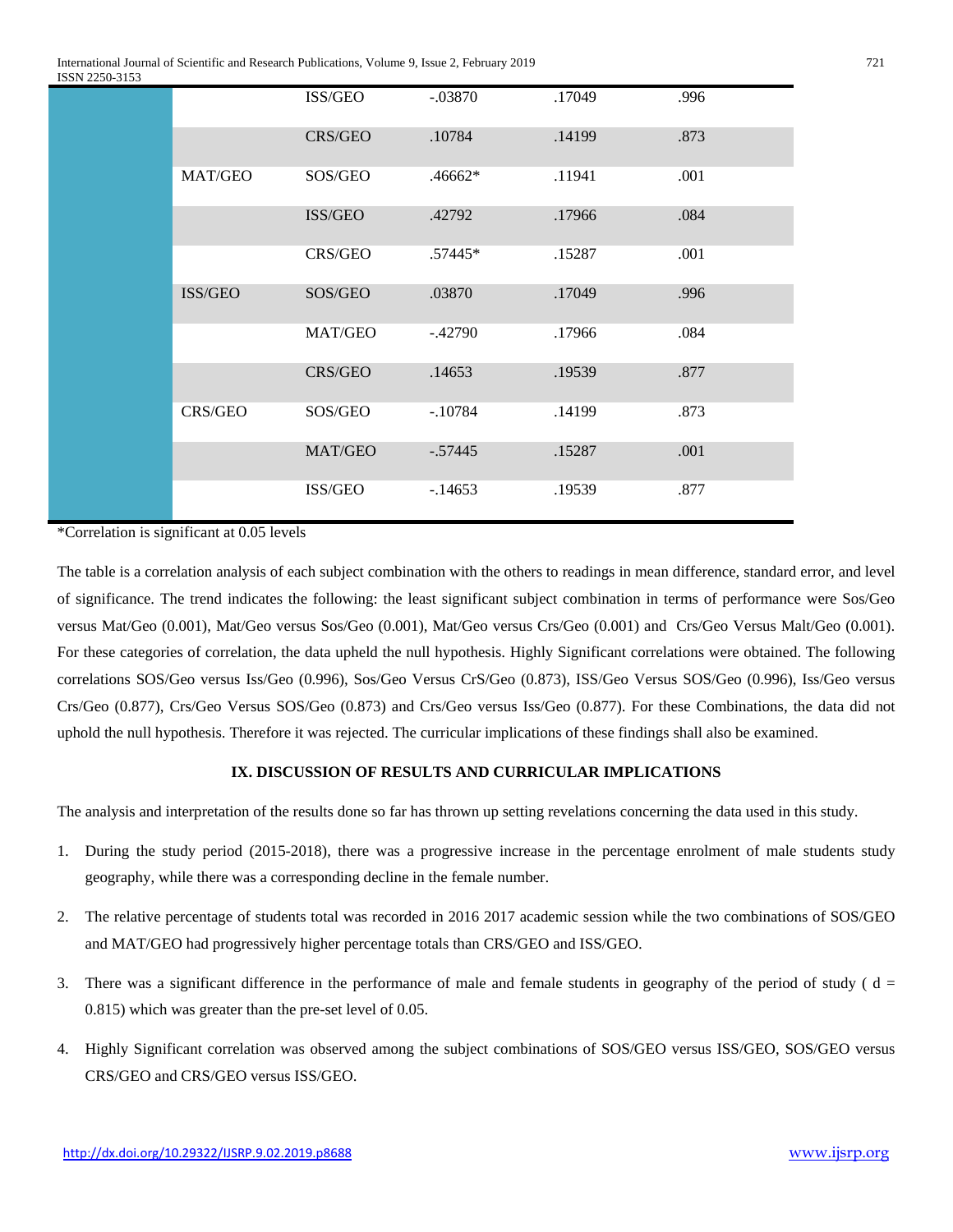| | | | | | |
|---|---|---|---|---|---|
| | | ISS/GEO | -.03870 | .17049 | .996 |
| | | CRS/GEO | .10784 | .14199 | .873 |
| | MAT/GEO | SOS/GEO | .46662* | .11941 | .001 |
| | | ISS/GEO | .42792 | .17966 | .084 |
| | | CRS/GEO | .57445* | .15287 | .001 |
| | ISS/GEO | SOS/GEO | .03870 | .17049 | .996 |
| | | MAT/GEO | -.42790 | .17966 | .084 |
| | | CRS/GEO | .14653 | .19539 | .877 |
| | CRS/GEO | SOS/GEO | -.10784 | .14199 | .873 |
| | | MAT/GEO | -.57445 | .15287 | .001 |
| | | ISS/GEO | -.14653 | .19539 | .877 |

*Correlation is significant at 0.05 levels

The table is a correlation analysis of each subject combination with the others to readings in mean difference, standard error, and level of significance. The trend indicates the following: the least significant subject combination in terms of performance were Sos/Geo versus Mat/Geo (0.001), Mat/Geo versus Sos/Geo (0.001), Mat/Geo versus Crs/Geo (0.001) and Crs/Geo Versus Malt/Geo (0.001). For these categories of correlation, the data upheld the null hypothesis. Highly Significant correlations were obtained. The following correlations SOS/Geo versus Iss/Geo (0.996), Sos/Geo Versus CrS/Geo (0.873), ISS/Geo Versus SOS/Geo (0.996), Iss/Geo versus Crs/Geo (0.877), Crs/Geo Versus SOS/Geo (0.873) and Crs/Geo versus Iss/Geo (0.877). For these Combinations, the data did not uphold the null hypothesis. Therefore it was rejected. The curricular implications of these findings shall also be examined.

## IX. DISCUSSION OF RESULTS AND CURRICULAR IMPLICATIONS

The analysis and interpretation of the results done so far has thrown up setting revelations concerning the data used in this study.

1. During the study period (2015-2018), there was a progressive increase in the percentage enrolment of male students study geography, while there was a corresponding decline in the female number.
2. The relative percentage of students total was recorded in 2016 2017 academic session while the two combinations of SOS/GEO and MAT/GEO had progressively higher percentage totals than CRS/GEO and ISS/GEO.
3. There was a significant difference in the performance of male and female students in geography of the period of study ( d = 0.815) which was greater than the pre-set level of 0.05.
4. Highly Significant correlation was observed among the subject combinations of SOS/GEO versus ISS/GEO, SOS/GEO versus CRS/GEO and CRS/GEO versus ISS/GEO.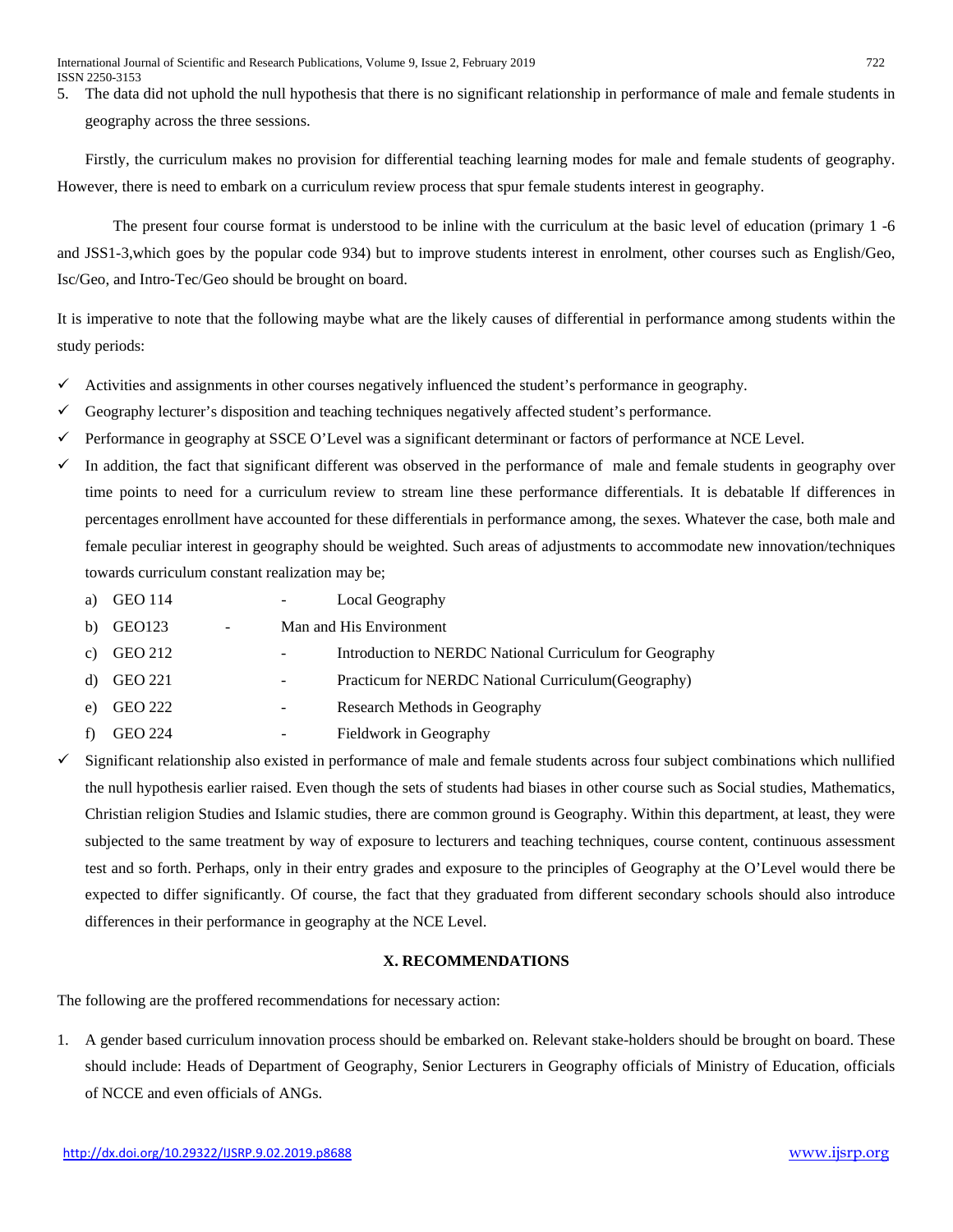5. The data did not uphold the null hypothesis that there is no significant relationship in performance of male and female students in geography across the three sessions.

Firstly, the curriculum makes no provision for differential teaching learning modes for male and female students of geography. However, there is need to embark on a curriculum review process that spur female students interest in geography.

The present four course format is understood to be inline with the curriculum at the basic level of education (primary 1 -6 and JSS1-3,which goes by the popular code 934) but to improve students interest in enrolment, other courses such as English/Geo, Isc/Geo, and Intro-Tec/Geo should be brought on board.

It is imperative to note that the following maybe what are the likely causes of differential in performance among students within the study periods:

- ✓ Activities and assignments in other courses negatively influenced the student's performance in geography.
- ✓ Geography lecturer's disposition and teaching techniques negatively affected student's performance.
- ✓ Performance in geography at SSCE O'Level was a significant determinant or factors of performance at NCE Level.
- ✓ In addition, the fact that significant different was observed in the performance of male and female students in geography over time points to need for a curriculum review to stream line these performance differentials. It is debatable lf differences in percentages enrollment have accounted for these differentials in performance among, the sexes. Whatever the case, both male and female peculiar interest in geography should be weighted. Such areas of adjustments to accommodate new innovation/techniques towards curriculum constant realization may be;
  - a) GEO 114 - Local Geography
  - b) GEO123 - Man and His Environment
  - c) GEO 212 - Introduction to NERDC National Curriculum for Geography
  - d) GEO 221 - Practicum for NERDC National Curriculum(Geography)
  - e) GEO 222 - Research Methods in Geography
  - f) GEO 224 - Fieldwork in Geography
- ✓ Significant relationship also existed in performance of male and female students across four subject combinations which nullified the null hypothesis earlier raised. Even though the sets of students had biases in other course such as Social studies, Mathematics, Christian religion Studies and Islamic studies, there are common ground is Geography. Within this department, at least, they were subjected to the same treatment by way of exposure to lecturers and teaching techniques, course content, continuous assessment test and so forth. Perhaps, only in their entry grades and exposure to the principles of Geography at the O'Level would there be expected to differ significantly. Of course, the fact that they graduated from different secondary schools should also introduce differences in their performance in geography at the NCE Level.

## X. RECOMMENDATIONS

The following are the proffered recommendations for necessary action:

1. A gender based curriculum innovation process should be embarked on. Relevant stake-holders should be brought on board. These should include: Heads of Department of Geography, Senior Lecturers in Geography officials of Ministry of Education, officials of NCCE and even officials of ANGs.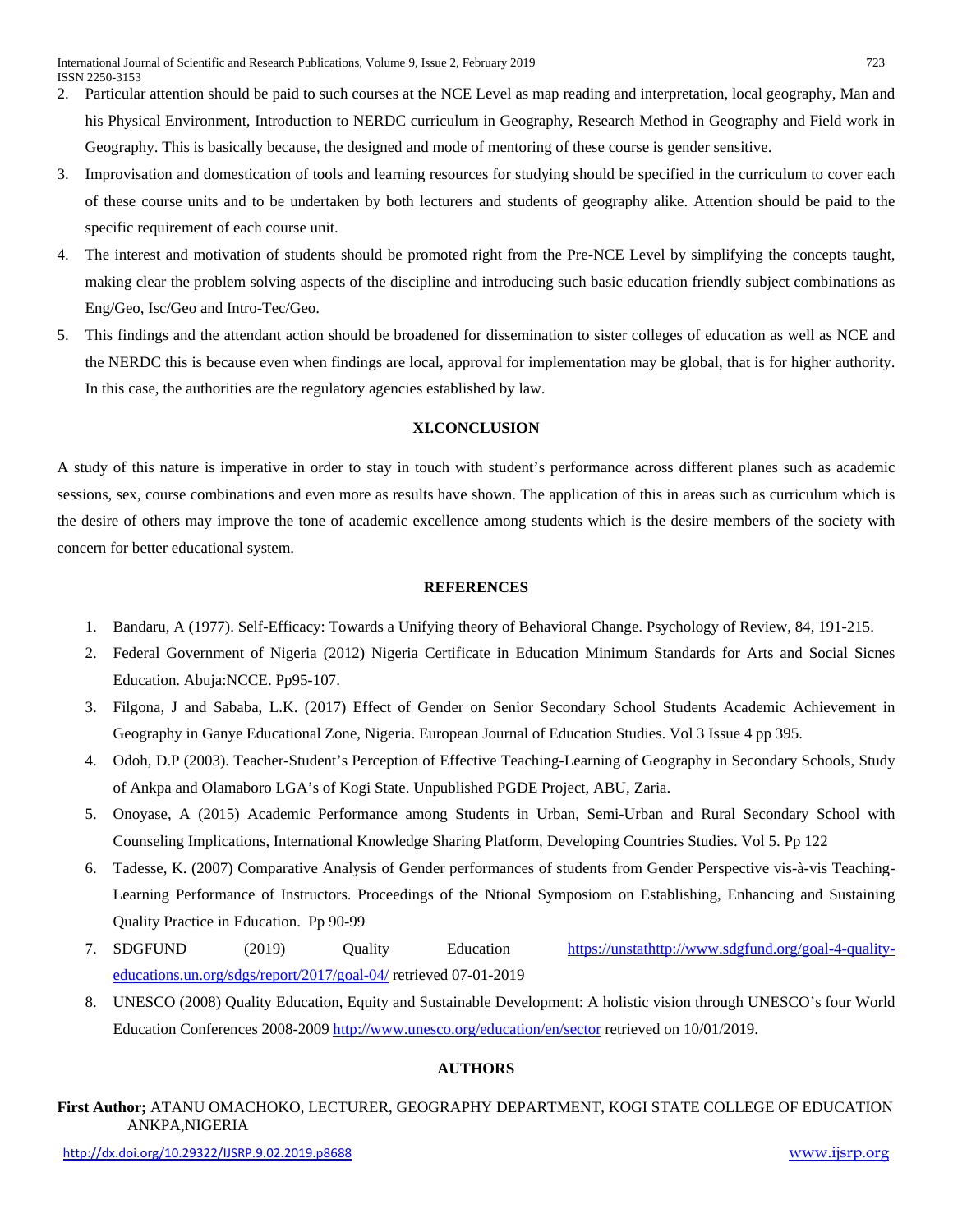2. Particular attention should be paid to such courses at the NCE Level as map reading and interpretation, local geography, Man and his Physical Environment, Introduction to NERDC curriculum in Geography, Research Method in Geography and Field work in Geography. This is basically because, the designed and mode of mentoring of these course is gender sensitive.
3. Improvisation and domestication of tools and learning resources for studying should be specified in the curriculum to cover each of these course units and to be undertaken by both lecturers and students of geography alike. Attention should be paid to the specific requirement of each course unit.
4. The interest and motivation of students should be promoted right from the Pre-NCE Level by simplifying the concepts taught, making clear the problem solving aspects of the discipline and introducing such basic education friendly subject combinations as Eng/Geo, Isc/Geo and Intro-Tec/Geo.
5. This findings and the attendant action should be broadened for dissemination to sister colleges of education as well as NCE and the NERDC this is because even when findings are local, approval for implementation may be global, that is for higher authority. In this case, the authorities are the regulatory agencies established by law.

## XI.CONCLUSION

A study of this nature is imperative in order to stay in touch with student's performance across different planes such as academic sessions, sex, course combinations and even more as results have shown. The application of this in areas such as curriculum which is the desire of others may improve the tone of academic excellence among students which is the desire members of the society with concern for better educational system.

## REFERENCES

1. Bandaru, A (1977). Self-Efficacy: Towards a Unifying theory of Behavioral Change. Psychology of Review, 84, 191-215.
2. Federal Government of Nigeria (2012) Nigeria Certificate in Education Minimum Standards for Arts and Social Sicnes Education. Abuja:NCCE. Pp95-107.
3. Filgona, J and Sababa, L.K. (2017) Effect of Gender on Senior Secondary School Students Academic Achievement in Geography in Ganye Educational Zone, Nigeria. European Journal of Education Studies. Vol 3 Issue 4 pp 395.
4. Odoh, D.P (2003). Teacher-Student's Perception of Effective Teaching-Learning of Geography in Secondary Schools, Study of Ankpa and Olamaboro LGA's of Kogi State. Unpublished PGDE Project, ABU, Zaria.
5. Onoyase, A (2015) Academic Performance among Students in Urban, Semi-Urban and Rural Secondary School with Counseling Implications, International Knowledge Sharing Platform, Developing Countries Studies. Vol 5. Pp 122
6. Tadesse, K. (2007) Comparative Analysis of Gender performances of students from Gender Perspective vis-à-vis Teaching-Learning Performance of Instructors. Proceedings of the Ntional Symposiom on Establishing, Enhancing and Sustaining Quality Practice in Education. Pp 90-99
7. SDGFUND (2019) Quality Education https://unstathttp://www.sdgfund.org/goal-4-quality-educations.un.org/sdgs/report/2017/goal-04/ retrieved 07-01-2019
8. UNESCO (2008) Quality Education, Equity and Sustainable Development: A holistic vision through UNESCO's four World Education Conferences 2008-2009 http://www.unesco.org/education/en/sector retrieved on 10/01/2019.

## AUTHORS

**First Author;** ATANU OMACHOKO, LECTURER, GEOGRAPHY DEPARTMENT, KOGI STATE COLLEGE OF EDUCATION ANKPA,NIGERIA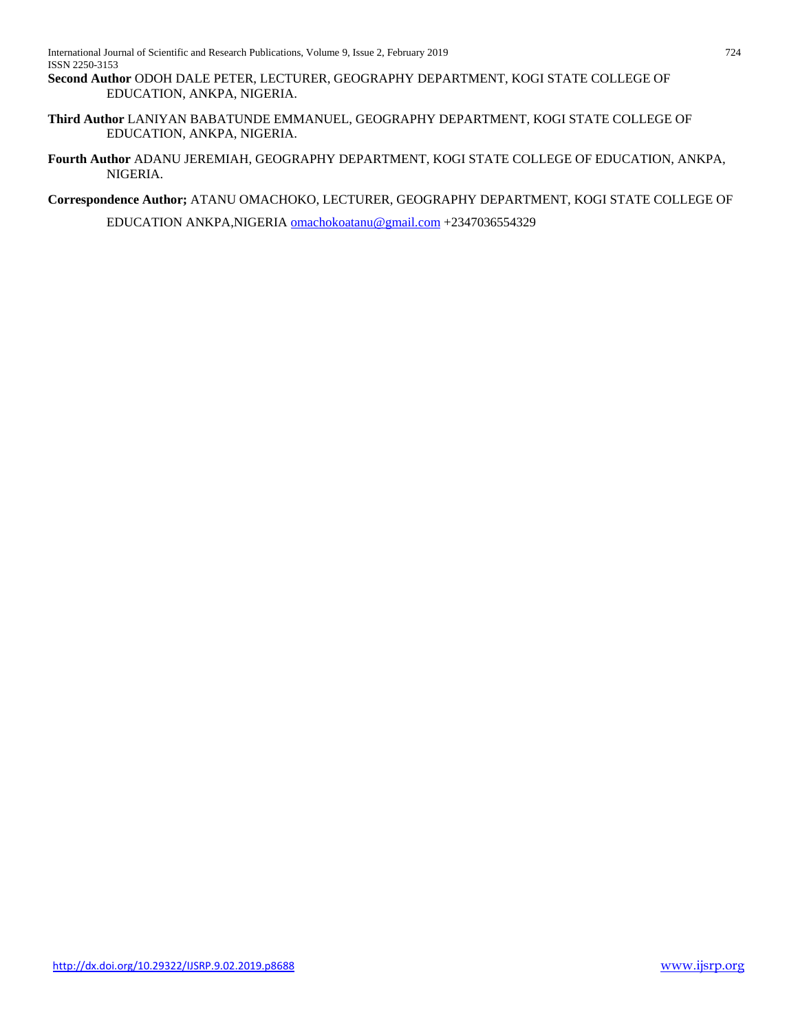**Second Author** ODOH DALE PETER, LECTURER, GEOGRAPHY DEPARTMENT, KOGI STATE COLLEGE OF EDUCATION, ANKPA, NIGERIA.

**Third Author** LANIYAN BABATUNDE EMMANUEL, GEOGRAPHY DEPARTMENT, KOGI STATE COLLEGE OF EDUCATION, ANKPA, NIGERIA.

**Fourth Author** ADANU JEREMIAH, GEOGRAPHY DEPARTMENT, KOGI STATE COLLEGE OF EDUCATION, ANKPA, NIGERIA.

**Correspondence Author;** ATANU OMACHOKO, LECTURER, GEOGRAPHY DEPARTMENT, KOGI STATE COLLEGE OF EDUCATION ANKPA,NIGERIA omachokoatanu@gmail.com +2347036554329